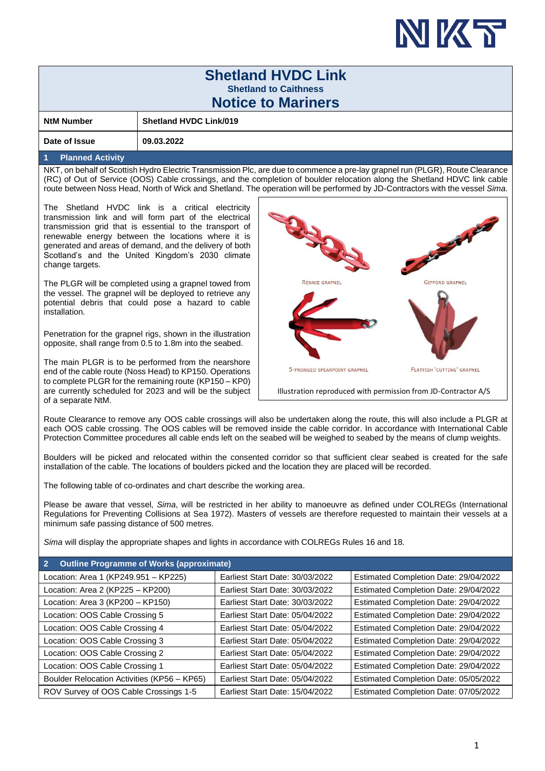# Shetland HVDC Link

### Shetland to Caithness

## Notice to Mariners

| NtM Number | Shetland HVDC Link/019 |
|---|---|
| Date of Issue | 09.03.2022 |

## 1 Planned Activity

NKT, on behalf of Scottish Hydro Electric Transmission Plc, are due to commence a pre-lay grapnel run (PLGR), Route Clearance (RC) of Out of Service (OOS) Cable crossings, and the completion of boulder relocation along the Shetland HDVC link cable route between Noss Head, North of Wick and Shetland. The operation will be performed by JD-Contractors with the vessel *Sima*.

The Shetland HVDC link is a critical electricity transmission link and will form part of the electrical transmission grid that is essential to the transport of renewable energy between the locations where it is generated and areas of demand, and the delivery of both Scotland's and the United Kingdom's 2030 climate change targets.

The PLGR will be completed using a grapnel towed from the vessel. The grapnel will be deployed to retrieve any potential debris that could pose a hazard to cable installation.

Penetration for the grapnel rigs, shown in the illustration opposite, shall range from 0.5 to 1.8m into the seabed.

The main PLGR is to be performed from the nearshore end of the cable route (Noss Head) to KP150. Operations to complete PLGR for the remaining route (KP150 – KP0) are currently scheduled for 2023 and will be the subject of a separate NtM.

RENNIE GRAPNEL GIFFORD GRAPNEL 5-PRONGED SPEARPOINT GRAPNEL FLATFISH 'CUTTING' GRAPNEL

Illustration reproduced with permission from JD-Contractor A/S

Route Clearance to remove any OOS cable crossings will also be undertaken along the route, this will also include a PLGR at each OOS cable crossing. The OOS cables will be removed inside the cable corridor. In accordance with International Cable Protection Committee procedures all cable ends left on the seabed will be weighed to seabed by the means of clump weights.

Boulders will be picked and relocated within the consented corridor so that sufficient clear seabed is created for the safe installation of the cable. The locations of boulders picked and the location they are placed will be recorded.

The following table of co-ordinates and chart describe the working area.

Please be aware that vessel, *Sima*, will be restricted in her ability to manoeuvre as defined under COLREGs (International Regulations for Preventing Collisions at Sea 1972). Masters of vessels are therefore requested to maintain their vessels at a minimum safe passing distance of 500 metres.

*Sima* will display the appropriate shapes and lights in accordance with COLREGs Rules 16 and 18.

## 2 Outline Programme of Works (approximate)

| Location | Earliest Start Date | Estimated Completion Date |
|---|---|---|
| Location: Area 1 (KP249.951 – KP225) | Earliest Start Date: 30/03/2022 | Estimated Completion Date: 29/04/2022 |
| Location: Area 2 (KP225 – KP200) | Earliest Start Date: 30/03/2022 | Estimated Completion Date: 29/04/2022 |
| Location: Area 3 (KP200 – KP150) | Earliest Start Date: 30/03/2022 | Estimated Completion Date: 29/04/2022 |
| Location: OOS Cable Crossing 5 | Earliest Start Date: 05/04/2022 | Estimated Completion Date: 29/04/2022 |
| Location: OOS Cable Crossing 4 | Earliest Start Date: 05/04/2022 | Estimated Completion Date: 29/04/2022 |
| Location: OOS Cable Crossing 3 | Earliest Start Date: 05/04/2022 | Estimated Completion Date: 29/04/2022 |
| Location: OOS Cable Crossing 2 | Earliest Start Date: 05/04/2022 | Estimated Completion Date: 29/04/2022 |
| Location: OOS Cable Crossing 1 | Earliest Start Date: 05/04/2022 | Estimated Completion Date: 29/04/2022 |
| Boulder Relocation Activities (KP56 – KP65) | Earliest Start Date: 05/04/2022 | Estimated Completion Date: 05/05/2022 |
| ROV Survey of OOS Cable Crossings 1-5 | Earliest Start Date: 15/04/2022 | Estimated Completion Date: 07/05/2022 |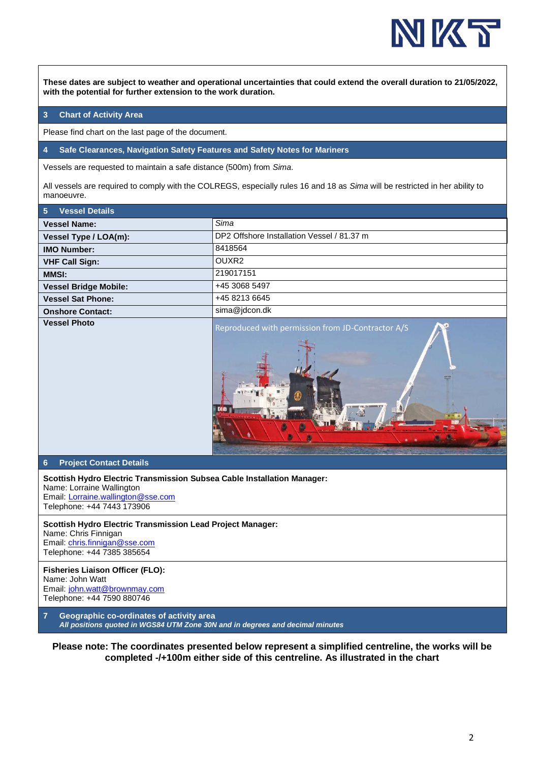**These dates are subject to weather and operational uncertainties that could extend the overall duration to 21/05/2022, with the potential for further extension to the work duration.**

## 3 Chart of Activity Area

Please find chart on the last page of the document.

## 4 Safe Clearances, Navigation Safety Features and Safety Notes for Mariners

Vessels are requested to maintain a safe distance (500m) from *Sima*.

All vessels are required to comply with the COLREGS, especially rules 16 and 18 as *Sima* will be restricted in her ability to manoeuvre.

## 5 Vessel Details

| | |
|---|---|
| **Vessel Name:** | *Sima* |
| **Vessel Type / LOA(m):** | DP2 Offshore Installation Vessel / 81.37 m |
| **IMO Number:** | 8418564 |
| **VHF Call Sign:** | OUXR2 |
| **MMSI:** | 219017151 |
| **Vessel Bridge Mobile:** | +45 3068 5497 |
| **Vessel Sat Phone:** | +45 8213 6645 |
| **Onshore Contact:** | sima@jdcon.dk |
| **Vessel Photo** | Reproduced with permission from JD-Contractor A/S |

## 6 Project Contact Details

**Scottish Hydro Electric Transmission Subsea Cable Installation Manager:**
Name: Lorraine Wallington
Email: Lorraine.wallington@sse.com
Telephone: +44 7443 173906

**Scottish Hydro Electric Transmission Lead Project Manager:**
Name: Chris Finnigan
Email: chris.finnigan@sse.com
Telephone: +44 7385 385654

**Fisheries Liaison Officer (FLO):**
Name: John Watt
Email: john.watt@brownmay.com
Telephone: +44 7590 880746

## 7 Geographic co-ordinates of activity area

***All positions quoted in WGS84 UTM Zone 30N and in degrees and decimal minutes***

**Please note: The coordinates presented below represent a simplified centreline, the works will be completed -/+100m either side of this centreline. As illustrated in the chart**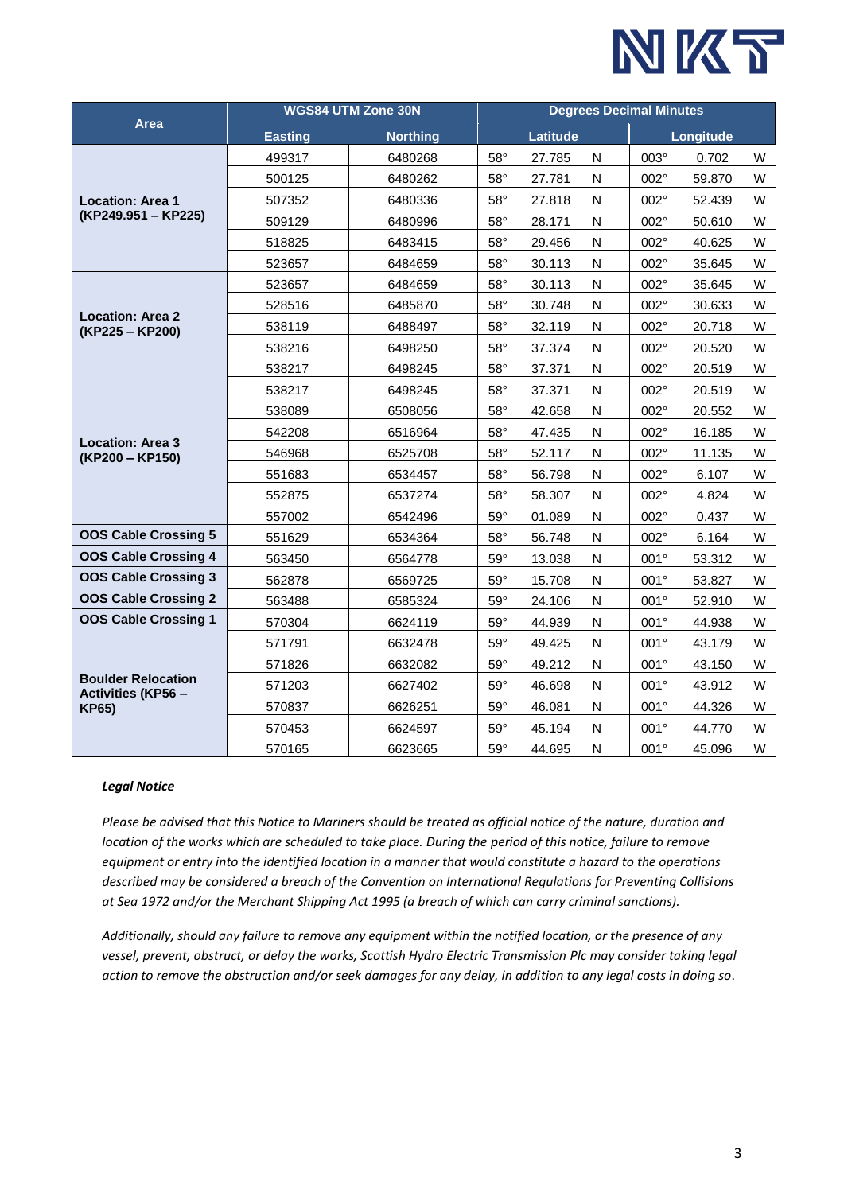| Area | WGS84 UTM Zone 30N | | Degrees Decimal Minutes | | | | | |
|---|---|---|---|---|---|---|---|---|
| | Easting | Northing | Latitude | | | Longitude | | |
| Location: Area 1 (KP249.951 – KP225) | 499317 | 6480268 | 58° | 27.785 | N | 003° | 0.702 | W |
| | 500125 | 6480262 | 58° | 27.781 | N | 002° | 59.870 | W |
| | 507352 | 6480336 | 58° | 27.818 | N | 002° | 52.439 | W |
| | 509129 | 6480996 | 58° | 28.171 | N | 002° | 50.610 | W |
| | 518825 | 6483415 | 58° | 29.456 | N | 002° | 40.625 | W |
| | 523657 | 6484659 | 58° | 30.113 | N | 002° | 35.645 | W |
| Location: Area 2 (KP225 – KP200) | 523657 | 6484659 | 58° | 30.113 | N | 002° | 35.645 | W |
| | 528516 | 6485870 | 58° | 30.748 | N | 002° | 30.633 | W |
| | 538119 | 6488497 | 58° | 32.119 | N | 002° | 20.718 | W |
| | 538216 | 6498250 | 58° | 37.374 | N | 002° | 20.520 | W |
| | 538217 | 6498245 | 58° | 37.371 | N | 002° | 20.519 | W |
| Location: Area 3 (KP200 – KP150) | 538217 | 6498245 | 58° | 37.371 | N | 002° | 20.519 | W |
| | 538089 | 6508056 | 58° | 42.658 | N | 002° | 20.552 | W |
| | 542208 | 6516964 | 58° | 47.435 | N | 002° | 16.185 | W |
| | 546968 | 6525708 | 58° | 52.117 | N | 002° | 11.135 | W |
| | 551683 | 6534457 | 58° | 56.798 | N | 002° | 6.107 | W |
| | 552875 | 6537274 | 58° | 58.307 | N | 002° | 4.824 | W |
| | 557002 | 6542496 | 59° | 01.089 | N | 002° | 0.437 | W |
| OOS Cable Crossing 5 | 551629 | 6534364 | 58° | 56.748 | N | 002° | 6.164 | W |
| OOS Cable Crossing 4 | 563450 | 6564778 | 59° | 13.038 | N | 001° | 53.312 | W |
| OOS Cable Crossing 3 | 562878 | 6569725 | 59° | 15.708 | N | 001° | 53.827 | W |
| OOS Cable Crossing 2 | 563488 | 6585324 | 59° | 24.106 | N | 001° | 52.910 | W |
| OOS Cable Crossing 1 | 570304 | 6624119 | 59° | 44.939 | N | 001° | 44.938 | W |
| Boulder Relocation Activities (KP56 – KP65) | 571791 | 6632478 | 59° | 49.425 | N | 001° | 43.179 | W |
| | 571826 | 6632082 | 59° | 49.212 | N | 001° | 43.150 | W |
| | 571203 | 6627402 | 59° | 46.698 | N | 001° | 43.912 | W |
| | 570837 | 6626251 | 59° | 46.081 | N | 001° | 44.326 | W |
| | 570453 | 6624597 | 59° | 45.194 | N | 001° | 44.770 | W |
| | 570165 | 6623665 | 59° | 44.695 | N | 001° | 45.096 | W |

***Legal Notice***

*Please be advised that this Notice to Mariners should be treated as official notice of the nature, duration and location of the works which are scheduled to take place. During the period of this notice, failure to remove equipment or entry into the identified location in a manner that would constitute a hazard to the operations described may be considered a breach of the Convention on International Regulations for Preventing Collisions at Sea 1972 and/or the Merchant Shipping Act 1995 (a breach of which can carry criminal sanctions).*

*Additionally, should any failure to remove any equipment within the notified location, or the presence of any vessel, prevent, obstruct, or delay the works, Scottish Hydro Electric Transmission Plc may consider taking legal action to remove the obstruction and/or seek damages for any delay, in addition to any legal costs in doing so.*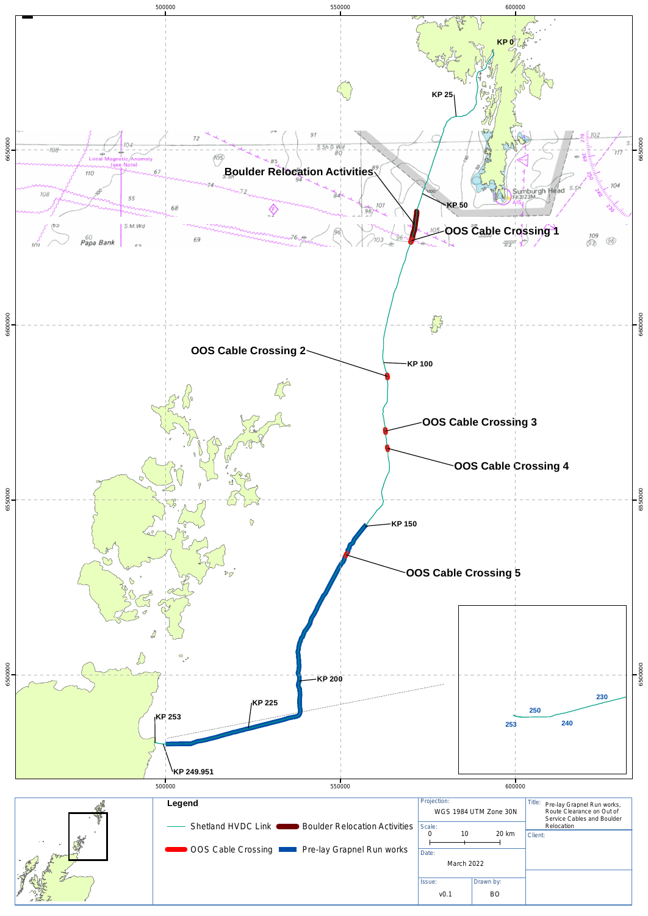500000

550000

600000

6650000

6600000

6550000

6500000

KP 0

KP 25

KP 50

Boulder Relocation Activities

OOS Cable Crossing 1

OOS Cable Crossing 2

KP 100

OOS Cable Crossing 3

OOS Cable Crossing 4

KP 150

OOS Cable Crossing 5

KP 200

KP 225

KP 253

KP 249.951

230

250

253

240

Local Magnetic Anomaly (see Note)

Papa Bank

Sumburgh Head

**Legend**

- Shetland HVDC Link
- Boulder Relocation Activities
- OOS Cable Crossing
- Pre-lay Grapnel Run works

Projection: WGS 1984 UTM Zone 30N

Scale: 0 10 20 km

Date: March 2022

Issue: v0.1

Drawn by: BO

Title: Pre-lay Grapnel Run works, Route Clearance on Out of Service Cables and Boulder Relocation

Client: